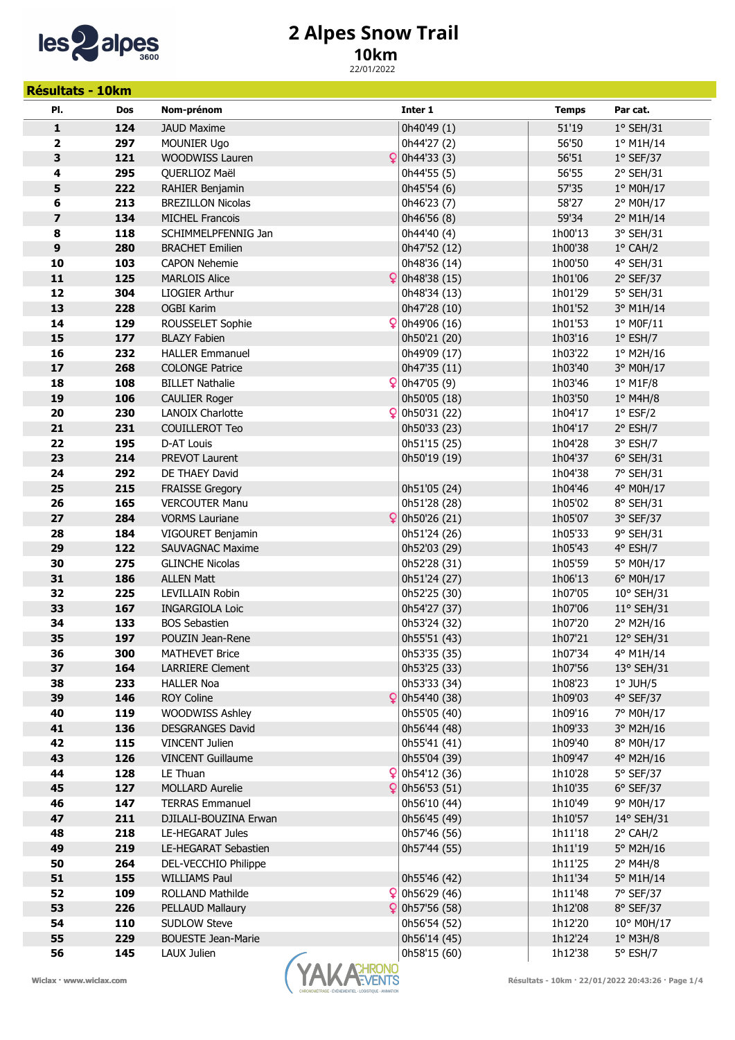# 2 Alpes Snow Trail

## 10km

22/01/2022

**Résultats - 10km**

| Pl. | Dos | Nom-prénom | Inter 1 | Temps | Par cat. |
|---|---|---|---|---|---|
| 1 | 124 | JAUD Maxime | 0h40'49 (1) | 51'19 | 1° SEH/31 |
| 2 | 297 | MOUNIER Ugo | 0h44'27 (2) | 56'50 | 1° M1H/14 |
| 3 | 121 | WOODWISS Lauren ♀ | 0h44'33 (3) | 56'51 | 1° SEF/37 |
| 4 | 295 | QUERLIOZ Maël | 0h44'55 (5) | 56'55 | 2° SEH/31 |
| 5 | 222 | RAHIER Benjamin | 0h45'54 (6) | 57'35 | 1° M0H/17 |
| 6 | 213 | BREZILLON Nicolas | 0h46'23 (7) | 58'27 | 2° M0H/17 |
| 7 | 134 | MICHEL Francois | 0h46'56 (8) | 59'34 | 2° M1H/14 |
| 8 | 118 | SCHIMMELPFENNIG Jan | 0h44'40 (4) | 1h00'13 | 3° SEH/31 |
| 9 | 280 | BRACHET Emilien | 0h47'52 (12) | 1h00'38 | 1° CAH/2 |
| 10 | 103 | CAPON Nehemie | 0h48'36 (14) | 1h00'50 | 4° SEH/31 |
| 11 | 125 | MARLOIS Alice ♀ | 0h48'38 (15) | 1h01'06 | 2° SEF/37 |
| 12 | 304 | LIOGIER Arthur | 0h48'34 (13) | 1h01'29 | 5° SEH/31 |
| 13 | 228 | OGBI Karim | 0h47'28 (10) | 1h01'52 | 3° M1H/14 |
| 14 | 129 | ROUSSELET Sophie ♀ | 0h49'06 (16) | 1h01'53 | 1° M0F/11 |
| 15 | 177 | BLAZY Fabien | 0h50'21 (20) | 1h03'16 | 1° ESH/7 |
| 16 | 232 | HALLER Emmanuel | 0h49'09 (17) | 1h03'22 | 1° M2H/16 |
| 17 | 268 | COLONGE Patrice | 0h47'35 (11) | 1h03'40 | 3° M0H/17 |
| 18 | 108 | BILLET Nathalie ♀ | 0h47'05 (9) | 1h03'46 | 1° M1F/8 |
| 19 | 106 | CAULIER Roger | 0h50'05 (18) | 1h03'50 | 1° M4H/8 |
| 20 | 230 | LANOIX Charlotte ♀ | 0h50'31 (22) | 1h04'17 | 1° ESF/2 |
| 21 | 231 | COUILLEROT Teo | 0h50'33 (23) | 1h04'17 | 2° ESH/7 |
| 22 | 195 | D-AT Louis | 0h51'15 (25) | 1h04'28 | 3° ESH/7 |
| 23 | 214 | PREVOT Laurent | 0h50'19 (19) | 1h04'37 | 6° SEH/31 |
| 24 | 292 | DE THAEY David | | 1h04'38 | 7° SEH/31 |
| 25 | 215 | FRAISSE Gregory | 0h51'05 (24) | 1h04'46 | 4° M0H/17 |
| 26 | 165 | VERCOUTER Manu | 0h51'28 (28) | 1h05'02 | 8° SEH/31 |
| 27 | 284 | VORMS Lauriane ♀ | 0h50'26 (21) | 1h05'07 | 3° SEF/37 |
| 28 | 184 | VIGOURET Benjamin | 0h51'24 (26) | 1h05'33 | 9° SEH/31 |
| 29 | 122 | SAUVAGNAC Maxime | 0h52'03 (29) | 1h05'43 | 4° ESH/7 |
| 30 | 275 | GLINCHE Nicolas | 0h52'28 (31) | 1h05'59 | 5° M0H/17 |
| 31 | 186 | ALLEN Matt | 0h51'24 (27) | 1h06'13 | 6° M0H/17 |
| 32 | 225 | LEVILLAIN Robin | 0h52'25 (30) | 1h07'05 | 10° SEH/31 |
| 33 | 167 | INGARGIOLA Loic | 0h54'27 (37) | 1h07'06 | 11° SEH/31 |
| 34 | 133 | BOS Sebastien | 0h53'24 (32) | 1h07'20 | 2° M2H/16 |
| 35 | 197 | POUZIN Jean-Rene | 0h55'51 (43) | 1h07'21 | 12° SEH/31 |
| 36 | 300 | MATHEVET Brice | 0h53'35 (35) | 1h07'34 | 4° M1H/14 |
| 37 | 164 | LARRIERE Clement | 0h53'25 (33) | 1h07'56 | 13° SEH/31 |
| 38 | 233 | HALLER Noa | 0h53'33 (34) | 1h08'23 | 1° JUH/5 |
| 39 | 146 | ROY Coline ♀ | 0h54'40 (38) | 1h09'03 | 4° SEF/37 |
| 40 | 119 | WOODWISS Ashley | 0h55'05 (40) | 1h09'16 | 7° M0H/17 |
| 41 | 136 | DESGRANGES David | 0h56'44 (48) | 1h09'33 | 3° M2H/16 |
| 42 | 115 | VINCENT Julien | 0h55'41 (41) | 1h09'40 | 8° M0H/17 |
| 43 | 126 | VINCENT Guillaume | 0h55'04 (39) | 1h09'47 | 4° M2H/16 |
| 44 | 128 | LE Thuan ♀ | 0h54'12 (36) | 1h10'28 | 5° SEF/37 |
| 45 | 127 | MOLLARD Aurelie ♀ | 0h56'53 (51) | 1h10'35 | 6° SEF/37 |
| 46 | 147 | TERRAS Emmanuel | 0h56'10 (44) | 1h10'49 | 9° M0H/17 |
| 47 | 211 | DJILALI-BOUZINA Erwan | 0h56'45 (49) | 1h10'57 | 14° SEH/31 |
| 48 | 218 | LE-HEGARAT Jules | 0h57'46 (56) | 1h11'18 | 2° CAH/2 |
| 49 | 219 | LE-HEGARAT Sebastien | 0h57'44 (55) | 1h11'19 | 5° M2H/16 |
| 50 | 264 | DEL-VECCHIO Philippe | | 1h11'25 | 2° M4H/8 |
| 51 | 155 | WILLIAMS Paul | 0h55'46 (42) | 1h11'34 | 5° M1H/14 |
| 52 | 109 | ROLLAND Mathilde ♀ | 0h56'29 (46) | 1h11'48 | 7° SEF/37 |
| 53 | 226 | PELLAUD Mallaury ♀ | 0h57'56 (58) | 1h12'08 | 8° SEF/37 |
| 54 | 110 | SUDLOW Steve | 0h56'54 (52) | 1h12'20 | 10° M0H/17 |
| 55 | 229 | BOUESTE Jean-Marie | 0h56'14 (45) | 1h12'24 | 1° M3H/8 |
| 56 | 145 | LAUX Julien | 0h58'15 (60) | 1h12'38 | 5° ESH/7 |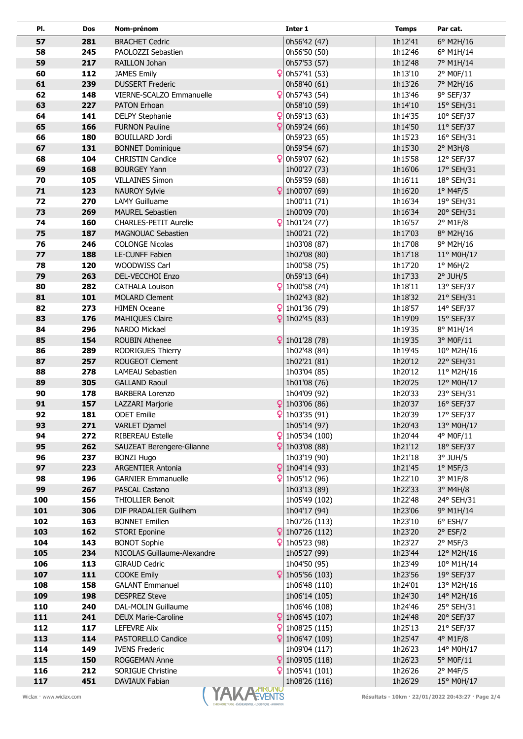| Pl. | Dos | Nom-prénom | | Inter 1 | Temps | Par cat. |
|---|---|---|---|---|---|---|
| 57 | 281 | BRACHET Cedric | | 0h56'42 (47) | 1h12'41 | 6° M2H/16 |
| 58 | 245 | PAOLOZZI Sebastien | | 0h56'50 (50) | 1h12'46 | 6° M1H/14 |
| 59 | 217 | RAILLON Johan | | 0h57'53 (57) | 1h12'48 | 7° M1H/14 |
| 60 | 112 | JAMES Emily | ♀ | 0h57'41 (53) | 1h13'10 | 2° M0F/11 |
| 61 | 239 | DUSSERT Frederic | | 0h58'40 (61) | 1h13'26 | 7° M2H/16 |
| 62 | 148 | VIERNE-SCALZO Emmanuelle | ♀ | 0h57'43 (54) | 1h13'46 | 9° SEF/37 |
| 63 | 227 | PATON Erhoan | | 0h58'10 (59) | 1h14'10 | 15° SEH/31 |
| 64 | 141 | DELPY Stephanie | ♀ | 0h59'13 (63) | 1h14'35 | 10° SEF/37 |
| 65 | 166 | FURNON Pauline | ♀ | 0h59'24 (66) | 1h14'50 | 11° SEF/37 |
| 66 | 180 | BOUILLARD Jordi | | 0h59'23 (65) | 1h15'23 | 16° SEH/31 |
| 67 | 131 | BONNET Dominique | | 0h59'54 (67) | 1h15'30 | 2° M3H/8 |
| 68 | 104 | CHRISTIN Candice | ♀ | 0h59'07 (62) | 1h15'58 | 12° SEF/37 |
| 69 | 168 | BOURGEY Yann | | 1h00'27 (73) | 1h16'06 | 17° SEH/31 |
| 70 | 105 | VILLAINES Simon | | 0h59'59 (68) | 1h16'11 | 18° SEH/31 |
| 71 | 123 | NAUROY Sylvie | ♀ | 1h00'07 (69) | 1h16'20 | 1° M4F/5 |
| 72 | 270 | LAMY Guilluame | | 1h00'11 (71) | 1h16'34 | 19° SEH/31 |
| 73 | 269 | MAUREL Sebastien | | 1h00'09 (70) | 1h16'34 | 20° SEH/31 |
| 74 | 160 | CHARLES-PETIT Aurelie | ♀ | 1h01'24 (77) | 1h16'57 | 2° M1F/8 |
| 75 | 187 | MAGNOUAC Sebastien | | 1h00'21 (72) | 1h17'03 | 8° M2H/16 |
| 76 | 246 | COLONGE Nicolas | | 1h03'08 (87) | 1h17'08 | 9° M2H/16 |
| 77 | 188 | LE-CUNFF Fabien | | 1h02'08 (80) | 1h17'18 | 11° M0H/17 |
| 78 | 120 | WOODWISS Carl | | 1h00'58 (75) | 1h17'20 | 1° M6H/2 |
| 79 | 263 | DEL-VECCHOI Enzo | | 0h59'13 (64) | 1h17'33 | 2° JUH/5 |
| 80 | 282 | CATHALA Louison | ♀ | 1h00'58 (74) | 1h18'11 | 13° SEF/37 |
| 81 | 101 | MOLARD Clement | | 1h02'43 (82) | 1h18'32 | 21° SEH/31 |
| 82 | 273 | HIMEN Oceane | ♀ | 1h01'36 (79) | 1h18'57 | 14° SEF/37 |
| 83 | 176 | MAHIQUES Claire | ♀ | 1h02'45 (83) | 1h19'09 | 15° SEF/37 |
| 84 | 296 | NARDO Mickael | | | 1h19'35 | 8° M1H/14 |
| 85 | 154 | ROUBIN Athenee | ♀ | 1h01'28 (78) | 1h19'35 | 3° M0F/11 |
| 86 | 289 | RODRIGUES Thierry | | 1h02'48 (84) | 1h19'45 | 10° M2H/16 |
| 87 | 257 | ROUGEOT Clement | | 1h02'21 (81) | 1h20'12 | 22° SEH/31 |
| 88 | 278 | LAMEAU Sebastien | | 1h03'04 (85) | 1h20'12 | 11° M2H/16 |
| 89 | 305 | GALLAND Raoul | | 1h01'08 (76) | 1h20'25 | 12° M0H/17 |
| 90 | 178 | BARBERA Lorenzo | | 1h04'09 (92) | 1h20'33 | 23° SEH/31 |
| 91 | 157 | LAZZARI Marjorie | ♀ | 1h03'06 (86) | 1h20'37 | 16° SEF/37 |
| 92 | 181 | ODET Emilie | ♀ | 1h03'35 (91) | 1h20'39 | 17° SEF/37 |
| 93 | 271 | VARLET Djamel | | 1h05'14 (97) | 1h20'43 | 13° M0H/17 |
| 94 | 272 | RIBEREAU Estelle | ♀ | 1h05'34 (100) | 1h20'44 | 4° M0F/11 |
| 95 | 262 | SAUZEAT Berengere-Glianne | ♀ | 1h03'08 (88) | 1h21'12 | 18° SEF/37 |
| 96 | 237 | BONZI Hugo | | 1h03'19 (90) | 1h21'18 | 3° JUH/5 |
| 97 | 223 | ARGENTIER Antonia | ♀ | 1h04'14 (93) | 1h21'45 | 1° M5F/3 |
| 98 | 196 | GARNIER Emmanuelle | ♀ | 1h05'12 (96) | 1h22'10 | 3° M1F/8 |
| 99 | 267 | PASCAL Castano | | 1h03'13 (89) | 1h22'33 | 3° M4H/8 |
| 100 | 156 | THIOLLIER Benoit | | 1h05'49 (102) | 1h22'48 | 24° SEH/31 |
| 101 | 306 | DIF PRADALIER Guilhem | | 1h04'17 (94) | 1h23'06 | 9° M1H/14 |
| 102 | 163 | BONNET Emilien | | 1h07'26 (113) | 1h23'10 | 6° ESH/7 |
| 103 | 162 | STORI Eponine | ♀ | 1h07'26 (112) | 1h23'20 | 2° ESF/2 |
| 104 | 143 | BONOT Sophie | ♀ | 1h05'23 (98) | 1h23'27 | 2° M5F/3 |
| 105 | 234 | NICOLAS Guillaume-Alexandre | | 1h05'27 (99) | 1h23'44 | 12° M2H/16 |
| 106 | 113 | GIRAUD Cedric | | 1h04'50 (95) | 1h23'49 | 10° M1H/14 |
| 107 | 111 | COOKE Emily | ♀ | 1h05'56 (103) | 1h23'56 | 19° SEF/37 |
| 108 | 158 | GALANT Emmanuel | | 1h06'48 (110) | 1h24'01 | 13° M2H/16 |
| 109 | 198 | DESPREZ Steve | | 1h06'14 (105) | 1h24'30 | 14° M2H/16 |
| 110 | 240 | DAL-MOLIN Guillaume | | 1h06'46 (108) | 1h24'46 | 25° SEH/31 |
| 111 | 241 | DEUX Marie-Caroline | ♀ | 1h06'45 (107) | 1h24'48 | 20° SEF/37 |
| 112 | 117 | LEFEVRE Alix | ♀ | 1h08'25 (115) | 1h25'13 | 21° SEF/37 |
| 113 | 114 | PASTORELLO Candice | ♀ | 1h06'47 (109) | 1h25'47 | 4° M1F/8 |
| 114 | 149 | IVENS Frederic | | 1h09'04 (117) | 1h26'23 | 14° M0H/17 |
| 115 | 150 | ROGGEMAN Anne | ♀ | 1h09'05 (118) | 1h26'23 | 5° M0F/11 |
| 116 | 212 | SORIGUE Christine | ♀ | 1h05'41 (101) | 1h26'26 | 2° M4F/5 |
| 117 | 451 | DAVIAUX Fabian | | 1h08'26 (116) | 1h26'29 | 15° M0H/17 |

Wiclax · www.wiclax.com — Résultats - 10km · 22/01/2022 20:43:27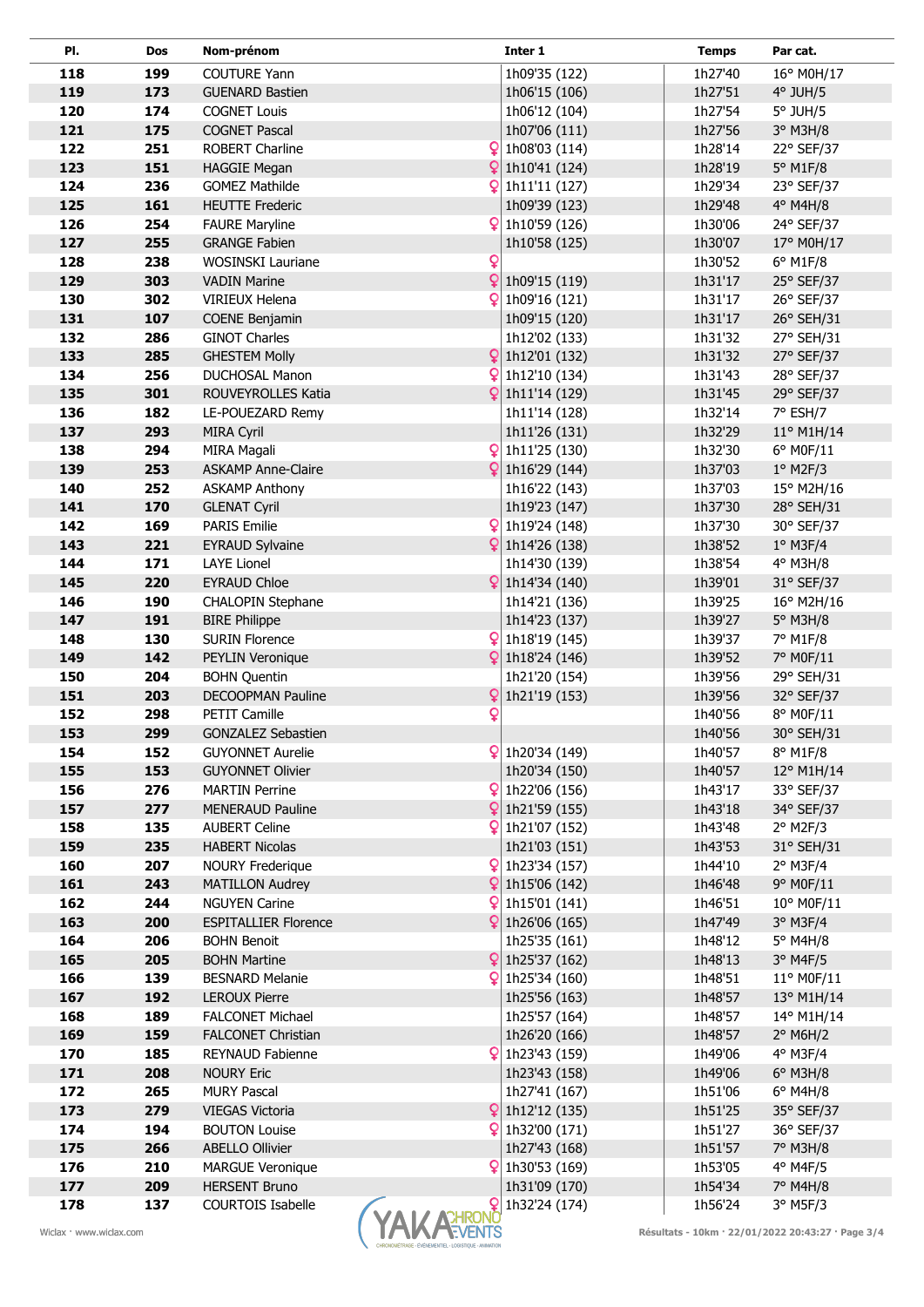| Pl. | Dos | Nom-prénom | | Inter 1 | Temps | Par cat. |
|---|---|---|---|---|---|---|
| 118 | 199 | COUTURE Yann | | 1h09'35 (122) | 1h27'40 | 16° M0H/17 |
| 119 | 173 | GUENARD Bastien | | 1h06'15 (106) | 1h27'51 | 4° JUH/5 |
| 120 | 174 | COGNET Louis | | 1h06'12 (104) | 1h27'54 | 5° JUH/5 |
| 121 | 175 | COGNET Pascal | | 1h07'06 (111) | 1h27'56 | 3° M3H/8 |
| 122 | 251 | ROBERT Charline | ♀ | 1h08'03 (114) | 1h28'14 | 22° SEF/37 |
| 123 | 151 | HAGGIE Megan | ♀ | 1h10'41 (124) | 1h28'19 | 5° M1F/8 |
| 124 | 236 | GOMEZ Mathilde | ♀ | 1h11'11 (127) | 1h29'34 | 23° SEF/37 |
| 125 | 161 | HEUTTE Frederic | | 1h09'39 (123) | 1h29'48 | 4° M4H/8 |
| 126 | 254 | FAURE Maryline | ♀ | 1h10'59 (126) | 1h30'06 | 24° SEF/37 |
| 127 | 255 | GRANGE Fabien | | 1h10'58 (125) | 1h30'07 | 17° M0H/17 |
| 128 | 238 | WOSINSKI Lauriane | ♀ | | 1h30'52 | 6° M1F/8 |
| 129 | 303 | VADIN Marine | ♀ | 1h09'15 (119) | 1h31'17 | 25° SEF/37 |
| 130 | 302 | VIRIEUX Helena | ♀ | 1h09'16 (121) | 1h31'17 | 26° SEF/37 |
| 131 | 107 | COENE Benjamin | | 1h09'15 (120) | 1h31'17 | 26° SEH/31 |
| 132 | 286 | GINOT Charles | | 1h12'02 (133) | 1h31'32 | 27° SEH/31 |
| 133 | 285 | GHESTEM Molly | ♀ | 1h12'01 (132) | 1h31'32 | 27° SEF/37 |
| 134 | 256 | DUCHOSAL Manon | ♀ | 1h12'10 (134) | 1h31'43 | 28° SEF/37 |
| 135 | 301 | ROUVEYROLLES Katia | ♀ | 1h11'14 (129) | 1h31'45 | 29° SEF/37 |
| 136 | 182 | LE-POUEZARD Remy | | 1h11'14 (128) | 1h32'14 | 7° ESH/7 |
| 137 | 293 | MIRA Cyril | | 1h11'26 (131) | 1h32'29 | 11° M1H/14 |
| 138 | 294 | MIRA Magali | ♀ | 1h11'25 (130) | 1h32'30 | 6° M0F/11 |
| 139 | 253 | ASKAMP Anne-Claire | ♀ | 1h16'29 (144) | 1h37'03 | 1° M2F/3 |
| 140 | 252 | ASKAMP Anthony | | 1h16'22 (143) | 1h37'03 | 15° M2H/16 |
| 141 | 170 | GLENAT Cyril | | 1h19'23 (147) | 1h37'30 | 28° SEH/31 |
| 142 | 169 | PARIS Emilie | ♀ | 1h19'24 (148) | 1h37'30 | 30° SEF/37 |
| 143 | 221 | EYRAUD Sylvaine | ♀ | 1h14'26 (138) | 1h38'52 | 1° M3F/4 |
| 144 | 171 | LAYE Lionel | | 1h14'30 (139) | 1h38'54 | 4° M3H/8 |
| 145 | 220 | EYRAUD Chloe | ♀ | 1h14'34 (140) | 1h39'01 | 31° SEF/37 |
| 146 | 190 | CHALOPIN Stephane | | 1h14'21 (136) | 1h39'25 | 16° M2H/16 |
| 147 | 191 | BIRE Philippe | | 1h14'23 (137) | 1h39'27 | 5° M3H/8 |
| 148 | 130 | SURIN Florence | ♀ | 1h18'19 (145) | 1h39'37 | 7° M1F/8 |
| 149 | 142 | PEYLIN Veronique | ♀ | 1h18'24 (146) | 1h39'52 | 7° M0F/11 |
| 150 | 204 | BOHN Quentin | | 1h21'20 (154) | 1h39'56 | 29° SEH/31 |
| 151 | 203 | DECOOPMAN Pauline | ♀ | 1h21'19 (153) | 1h39'56 | 32° SEF/37 |
| 152 | 298 | PETIT Camille | ♀ | | 1h40'56 | 8° M0F/11 |
| 153 | 299 | GONZALEZ Sebastien | | | 1h40'56 | 30° SEH/31 |
| 154 | 152 | GUYONNET Aurelie | ♀ | 1h20'34 (149) | 1h40'57 | 8° M1F/8 |
| 155 | 153 | GUYONNET Olivier | | 1h20'34 (150) | 1h40'57 | 12° M1H/14 |
| 156 | 276 | MARTIN Perrine | ♀ | 1h22'06 (156) | 1h43'17 | 33° SEF/37 |
| 157 | 277 | MENERAUD Pauline | ♀ | 1h21'59 (155) | 1h43'18 | 34° SEF/37 |
| 158 | 135 | AUBERT Celine | ♀ | 1h21'07 (152) | 1h43'48 | 2° M2F/3 |
| 159 | 235 | HABERT Nicolas | | 1h21'03 (151) | 1h43'53 | 31° SEH/31 |
| 160 | 207 | NOURY Frederique | ♀ | 1h23'34 (157) | 1h44'10 | 2° M3F/4 |
| 161 | 243 | MATILLON Audrey | ♀ | 1h15'06 (142) | 1h46'48 | 9° M0F/11 |
| 162 | 244 | NGUYEN Carine | ♀ | 1h15'01 (141) | 1h46'51 | 10° M0F/11 |
| 163 | 200 | ESPITALLIER Florence | ♀ | 1h26'06 (165) | 1h47'49 | 3° M3F/4 |
| 164 | 206 | BOHN Benoit | | 1h25'35 (161) | 1h48'12 | 5° M4H/8 |
| 165 | 205 | BOHN Martine | ♀ | 1h25'37 (162) | 1h48'13 | 3° M4F/5 |
| 166 | 139 | BESNARD Melanie | ♀ | 1h25'34 (160) | 1h48'51 | 11° M0F/11 |
| 167 | 192 | LEROUX Pierre | | 1h25'56 (163) | 1h48'57 | 13° M1H/14 |
| 168 | 189 | FALCONET Michael | | 1h25'57 (164) | 1h48'57 | 14° M1H/14 |
| 169 | 159 | FALCONET Christian | | 1h26'20 (166) | 1h48'57 | 2° M6H/2 |
| 170 | 185 | REYNAUD Fabienne | ♀ | 1h23'43 (159) | 1h49'06 | 4° M3F/4 |
| 171 | 208 | NOURY Eric | | 1h23'43 (158) | 1h49'06 | 6° M3H/8 |
| 172 | 265 | MURY Pascal | | 1h27'41 (167) | 1h51'06 | 6° M4H/8 |
| 173 | 279 | VIEGAS Victoria | ♀ | 1h12'12 (135) | 1h51'25 | 35° SEF/37 |
| 174 | 194 | BOUTON Louise | ♀ | 1h32'00 (171) | 1h51'27 | 36° SEF/37 |
| 175 | 266 | ABELLO Ollivier | | 1h27'43 (168) | 1h51'57 | 7° M3H/8 |
| 176 | 210 | MARGUE Veronique | ♀ | 1h30'53 (169) | 1h53'05 | 4° M4F/5 |
| 177 | 209 | HERSENT Bruno | | 1h31'09 (170) | 1h54'34 | 7° M4H/8 |
| 178 | 137 | COURTOIS Isabelle | ♀ | 1h32'24 (174) | 1h56'24 | 3° M5F/3 |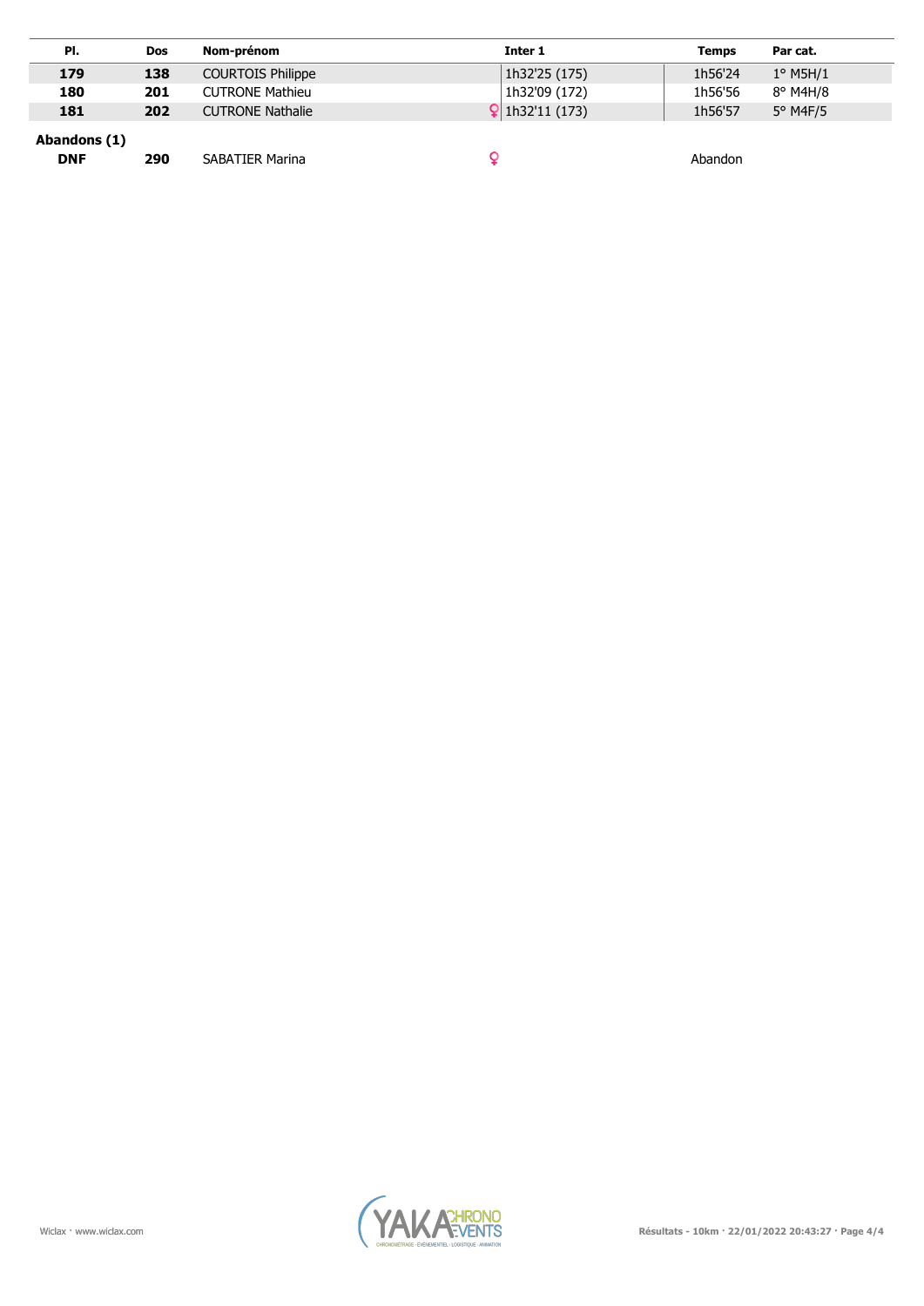| Pl. | Dos | Nom-prénom | | Inter 1 | Temps | Par cat. |
|---|---|---|---|---|---|---|
| **179** | **138** | COURTOIS Philippe | | 1h32'25 (175) | 1h56'24 | 1° M5H/1 |
| **180** | **201** | CUTRONE Mathieu | | 1h32'09 (172) | 1h56'56 | 8° M4H/8 |
| **181** | **202** | CUTRONE Nathalie | ♀ | 1h32'11 (173) | 1h56'57 | 5° M4F/5 |

**Abandons (1)**

| Pl. | Dos | Nom-prénom | | Inter 1 | Temps | Par cat. |
|---|---|---|---|---|---|---|
| **DNF** | **290** | SABATIER Marina | ♀ | | Abandon | |